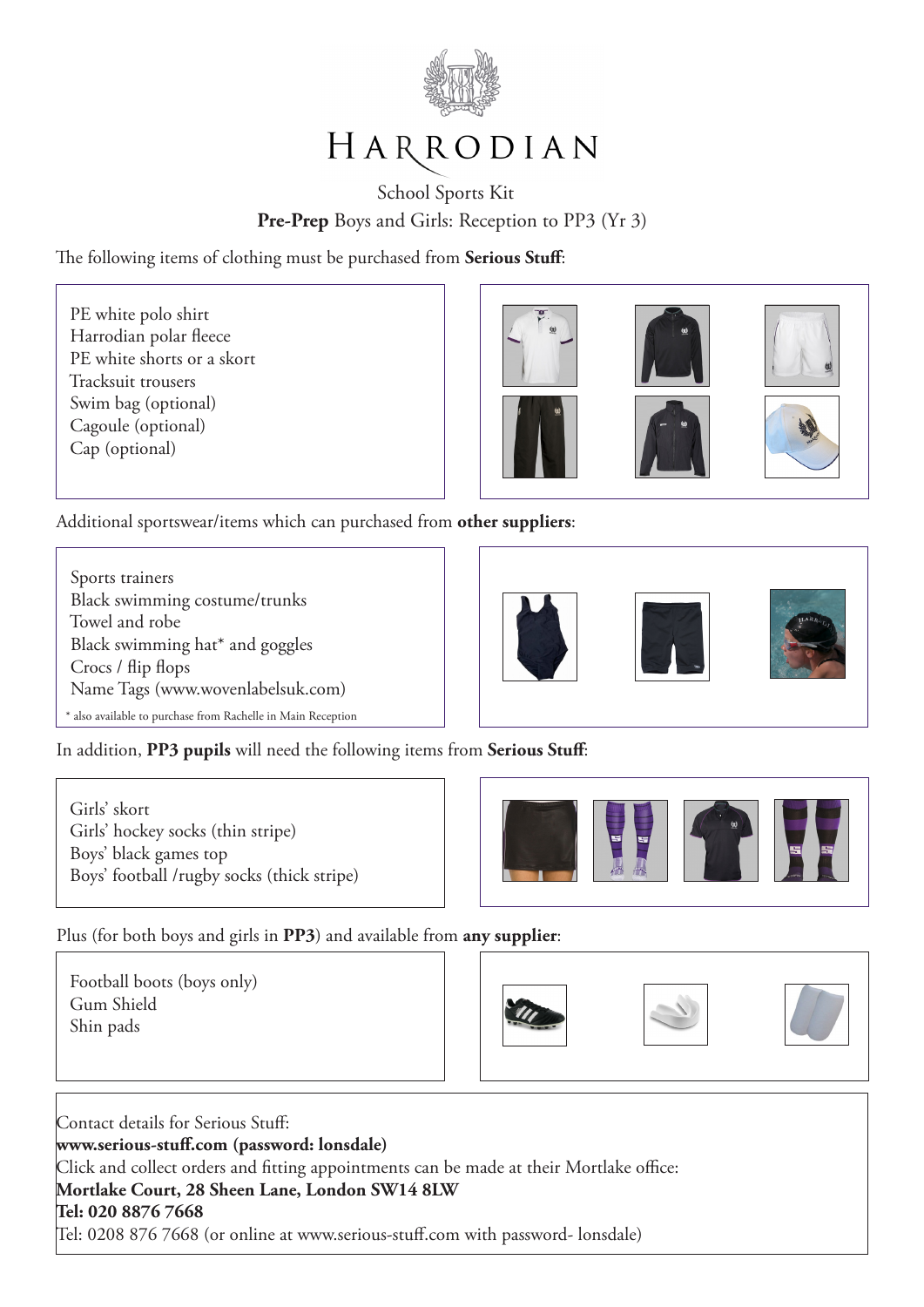# HARRODIAN

School Sports Kit

**Pre-Prep** Boys and Girls: Reception to PP3 (Yr 3)

The following items of clothing must be purchased from **Serious Stuff**:

PE white polo shirt
Harrodian polar fleece
PE white shorts or a skort
Tracksuit trousers
Swim bag (optional)
Cagoule (optional)
Cap (optional)

Additional sportswear/items which can purchased from **other suppliers**:

Sports trainers
Black swimming costume/trunks
Towel and robe
Black swimming hat* and goggles
Crocs / flip flops
Name Tags (www.wovenlabelsuk.com)

* also available to purchase from Rachelle in Main Reception

In addition, **PP3 pupils** will need the following items from **Serious Stuff**:

Girls' skort
Girls' hockey socks (thin stripe)
Boys' black games top
Boys' football /rugby socks (thick stripe)

Plus (for both boys and girls in **PP3**) and available from **any supplier**:

Football boots (boys only)
Gum Shield
Shin pads

Contact details for Serious Stuff:
**www.serious-stuff.com (password: lonsdale)**
Click and collect orders and fitting appointments can be made at their Mortlake office:
**Mortlake Court, 28 Sheen Lane, London SW14 8LW**
**Tel: 020 8876 7668**
Tel: 0208 876 7668 (or online at www.serious-stuff.com with password- lonsdale)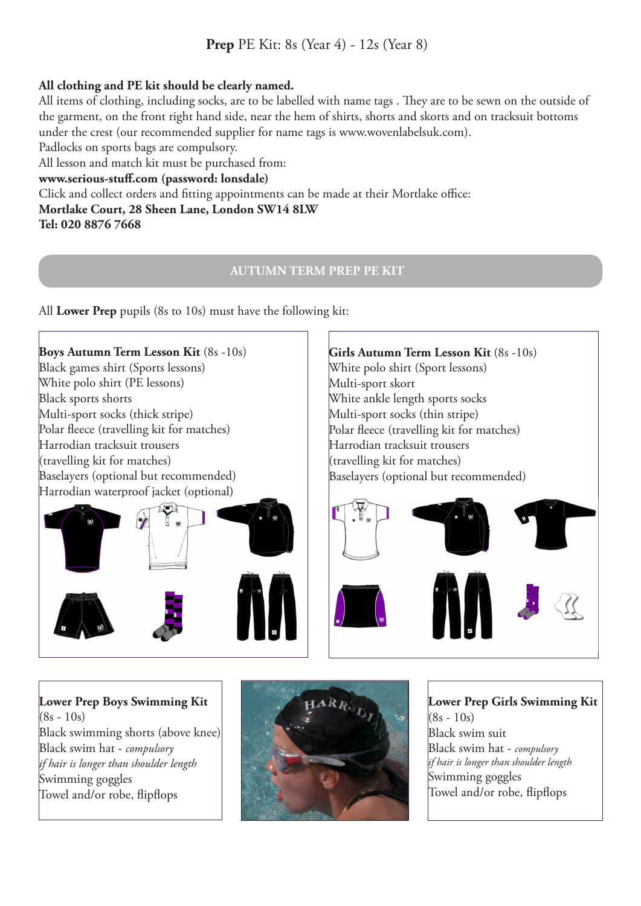## **Prep** PE Kit: 8s (Year 4) - 12s (Year 8)

**All clothing and PE kit should be clearly named.**

All items of clothing, including socks, are to be labelled with name tags . They are to be sewn on the outside of the garment, on the front right hand side, near the hem of shirts, shorts and skorts and on tracksuit bottoms under the crest (our recommended supplier for name tags is www.wovenlabelsuk.com).

Padlocks on sports bags are compulsory.

All lesson and match kit must be purchased from:

**www.serious-stuff.com (password: lonsdale)**

Click and collect orders and fitting appointments can be made at their Mortlake office:

**Mortlake Court, 28 Sheen Lane, London SW14 8LW**

**Tel: 020 8876 7668**

### AUTUMN TERM PREP PE KIT

All **Lower Prep** pupils (8s to 10s) must have the following kit:

**Boys Autumn Term Lesson Kit** (8s -10s)

Black games shirt (Sports lessons)
White polo shirt (PE lessons)
Black sports shorts
Multi-sport socks (thick stripe)
Polar fleece (travelling kit for matches)
Harrodian tracksuit trousers
(travelling kit for matches)
Baselayers (optional but recommended)
Harrodian waterproof jacket (optional)

**Girls Autumn Term Lesson Kit** (8s -10s)

White polo shirt (Sport lessons)
Multi-sport skort
White ankle length sports socks
Multi-sport socks (thin stripe)
Polar fleece (travelling kit for matches)
Harrodian tracksuit trousers
(travelling kit for matches)
Baselayers (optional but recommended)

**Lower Prep Boys Swimming Kit**
(8s - 10s)

Black swimming shorts (above knee)
Black swim hat - *compulsory if hair is longer than shoulder length*
Swimming goggles
Towel and/or robe, flipflops

**Lower Prep Girls Swimming Kit**
(8s - 10s)

Black swim suit
Black swim hat - *compulsory if hair is longer than shoulder length*
Swimming goggles
Towel and/or robe, flipflops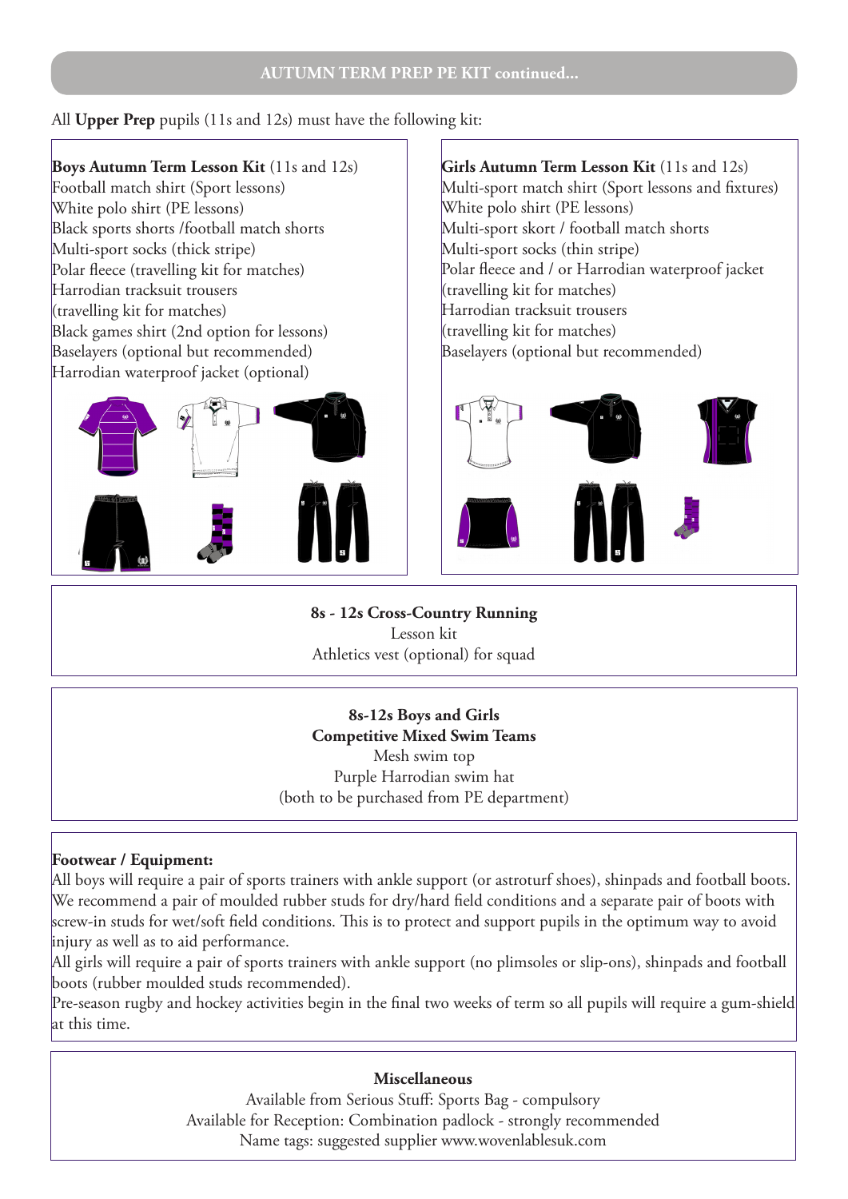## AUTUMN TERM PREP PE KIT continued...

All **Upper Prep** pupils (11s and 12s) must have the following kit:

**Boys Autumn Term Lesson Kit** (11s and 12s)
Football match shirt (Sport lessons)
White polo shirt (PE lessons)
Black sports shorts /football match shorts
Multi-sport socks (thick stripe)
Polar fleece (travelling kit for matches)
Harrodian tracksuit trousers
(travelling kit for matches)
Black games shirt (2nd option for lessons)
Baselayers (optional but recommended)
Harrodian waterproof jacket (optional)

**Girls Autumn Term Lesson Kit** (11s and 12s)
Multi-sport match shirt (Sport lessons and fixtures)
White polo shirt (PE lessons)
Multi-sport skort / football match shorts
Multi-sport socks (thin stripe)
Polar fleece and / or Harrodian waterproof jacket
(travelling kit for matches)
Harrodian tracksuit trousers
(travelling kit for matches)
Baselayers (optional but recommended)

**8s - 12s Cross-Country Running**
Lesson kit
Athletics vest (optional) for squad

**8s-12s Boys and Girls**
**Competitive Mixed Swim Teams**
Mesh swim top
Purple Harrodian swim hat
(both to be purchased from PE department)

**Footwear / Equipment:**
All boys will require a pair of sports trainers with ankle support (or astroturf shoes), shinpads and football boots. We recommend a pair of moulded rubber studs for dry/hard field conditions and a separate pair of boots with screw-in studs for wet/soft field conditions. This is to protect and support pupils in the optimum way to avoid injury as well as to aid performance.
All girls will require a pair of sports trainers with ankle support (no plimsoles or slip-ons), shinpads and football boots (rubber moulded studs recommended).
Pre-season rugby and hockey activities begin in the final two weeks of term so all pupils will require a gum-shield at this time.

**Miscellaneous**
Available from Serious Stuff: Sports Bag - compulsory
Available for Reception: Combination padlock - strongly recommended
Name tags: suggested supplier www.wovenlablesuk.com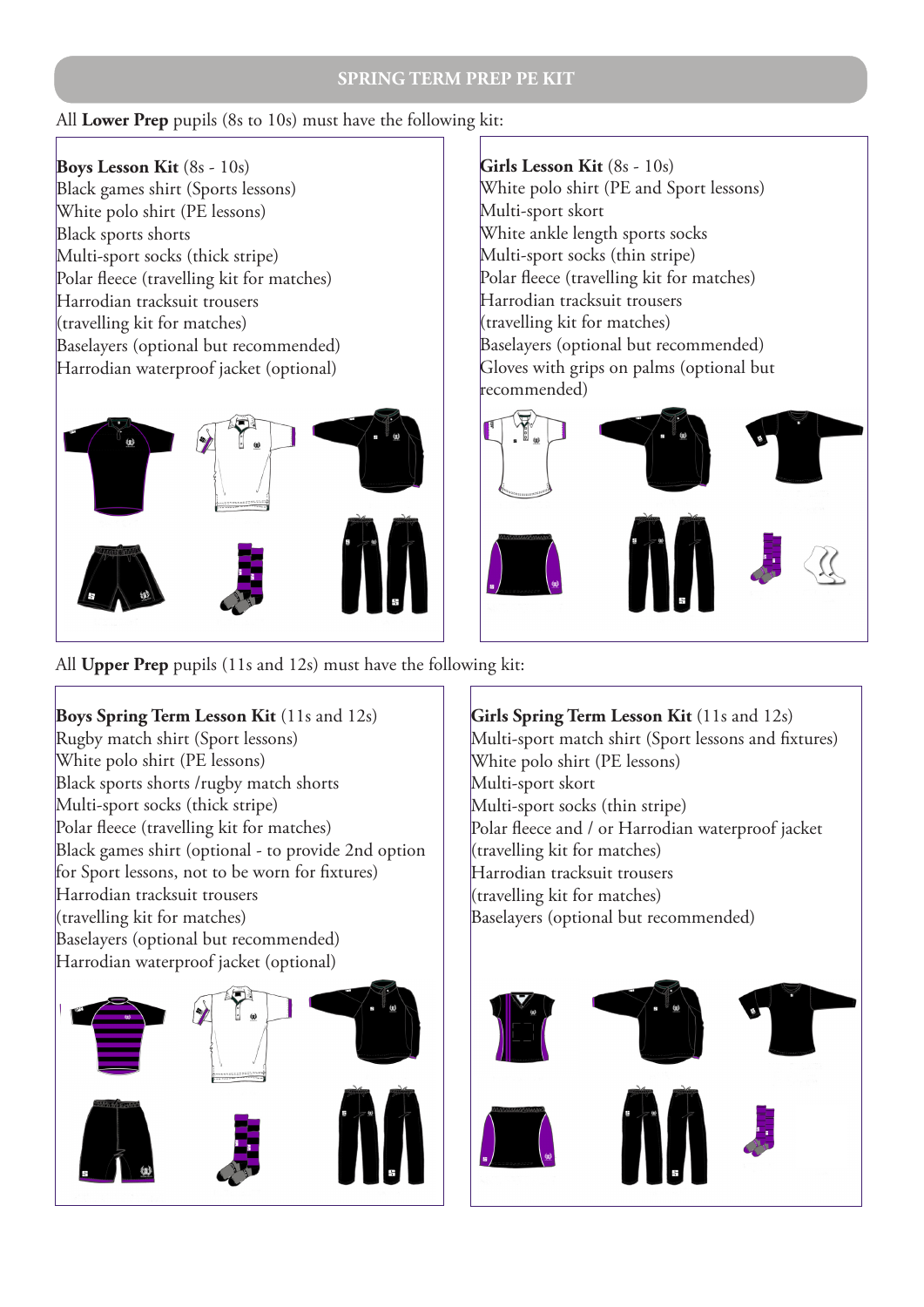## SPRING TERM PREP PE KIT

All **Lower Prep** pupils (8s to 10s) must have the following kit:

**Boys Lesson Kit** (8s - 10s)
Black games shirt (Sports lessons)
White polo shirt (PE lessons)
Black sports shorts
Multi-sport socks (thick stripe)
Polar fleece (travelling kit for matches)
Harrodian tracksuit trousers
(travelling kit for matches)
Baselayers (optional but recommended)
Harrodian waterproof jacket (optional)

**Girls Lesson Kit** (8s - 10s)
White polo shirt (PE and Sport lessons)
Multi-sport skort
White ankle length sports socks
Multi-sport socks (thin stripe)
Polar fleece (travelling kit for matches)
Harrodian tracksuit trousers
(travelling kit for matches)
Baselayers (optional but recommended)
Gloves with grips on palms (optional but recommended)

All **Upper Prep** pupils (11s and 12s) must have the following kit:

**Boys Spring Term Lesson Kit** (11s and 12s)
Rugby match shirt (Sport lessons)
White polo shirt (PE lessons)
Black sports shorts /rugby match shorts
Multi-sport socks (thick stripe)
Polar fleece (travelling kit for matches)
Black games shirt (optional - to provide 2nd option for Sport lessons, not to be worn for fixtures)
Harrodian tracksuit trousers
(travelling kit for matches)
Baselayers (optional but recommended)
Harrodian waterproof jacket (optional)

**Girls Spring Term Lesson Kit** (11s and 12s)
Multi-sport match shirt (Sport lessons and fixtures)
White polo shirt (PE lessons)
Multi-sport skort
Multi-sport socks (thin stripe)
Polar fleece and / or Harrodian waterproof jacket
(travelling kit for matches)
Harrodian tracksuit trousers
(travelling kit for matches)
Baselayers (optional but recommended)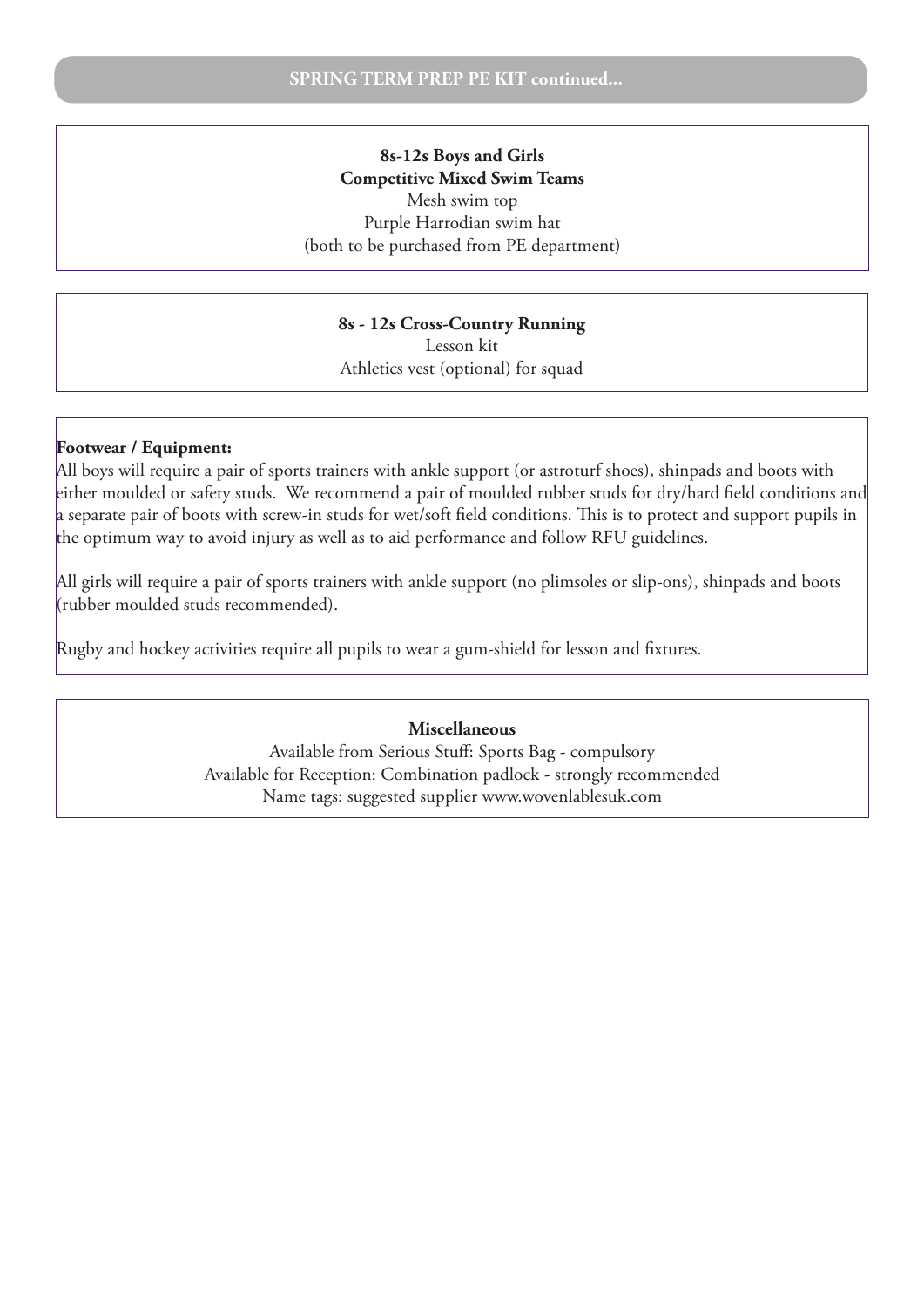## SPRING TERM PREP PE KIT continued...

**8s-12s Boys and Girls**
**Competitive Mixed Swim Teams**
Mesh swim top
Purple Harrodian swim hat
(both to be purchased from PE department)

**8s - 12s Cross-Country Running**
Lesson kit
Athletics vest (optional) for squad

**Footwear / Equipment:**
All boys will require a pair of sports trainers with ankle support (or astroturf shoes), shinpads and boots with either moulded or safety studs. We recommend a pair of moulded rubber studs for dry/hard field conditions and a separate pair of boots with screw-in studs for wet/soft field conditions. This is to protect and support pupils in the optimum way to avoid injury as well as to aid performance and follow RFU guidelines.

All girls will require a pair of sports trainers with ankle support (no plimsoles or slip-ons), shinpads and boots (rubber moulded studs recommended).

Rugby and hockey activities require all pupils to wear a gum-shield for lesson and fixtures.

**Miscellaneous**
Available from Serious Stuff: Sports Bag - compulsory
Available for Reception: Combination padlock - strongly recommended
Name tags: suggested supplier www.wovenlablesuk.com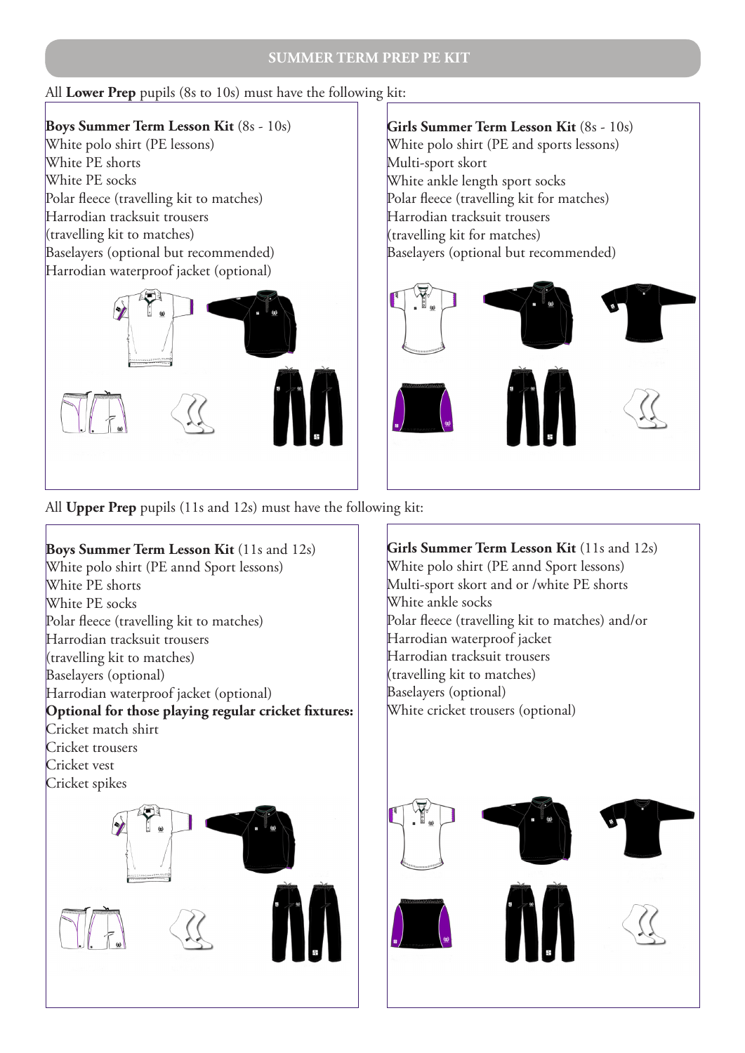## SUMMER TERM PREP PE KIT

All **Lower Prep** pupils (8s to 10s) must have the following kit:

**Boys Summer Term Lesson Kit** (8s - 10s)
White polo shirt (PE lessons)
White PE shorts
White PE socks
Polar fleece (travelling kit to matches)
Harrodian tracksuit trousers
(travelling kit to matches)
Baselayers (optional but recommended)
Harrodian waterproof jacket (optional)

**Girls Summer Term Lesson Kit** (8s - 10s)
White polo shirt (PE and sports lessons)
Multi-sport skort
White ankle length sport socks
Polar fleece (travelling kit for matches)
Harrodian tracksuit trousers
(travelling kit for matches)
Baselayers (optional but recommended)

All **Upper Prep** pupils (11s and 12s) must have the following kit:

**Boys Summer Term Lesson Kit** (11s and 12s)
White polo shirt (PE annd Sport lessons)
White PE shorts
White PE socks
Polar fleece (travelling kit to matches)
Harrodian tracksuit trousers
(travelling kit to matches)
Baselayers (optional)
Harrodian waterproof jacket (optional)
**Optional for those playing regular cricket fixtures:**
Cricket match shirt
Cricket trousers
Cricket vest
Cricket spikes

**Girls Summer Term Lesson Kit** (11s and 12s)
White polo shirt (PE annd Sport lessons)
Multi-sport skort and or /white PE shorts
White ankle socks
Polar fleece (travelling kit to matches) and/or
Harrodian waterproof jacket
Harrodian tracksuit trousers
(travelling kit to matches)
Baselayers (optional)
White cricket trousers (optional)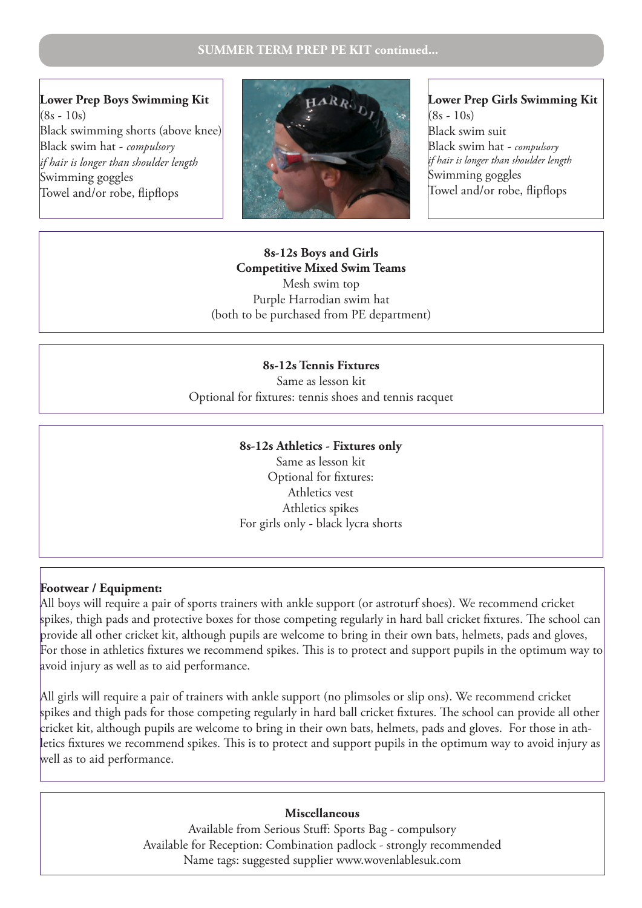## SUMMER TERM PREP PE KIT continued...

**Lower Prep Boys Swimming Kit**
(8s - 10s)
Black swimming shorts (above knee)
Black swim hat - *compulsory if hair is longer than shoulder length*
Swimming goggles
Towel and/or robe, flipflops

**Lower Prep Girls Swimming Kit**
(8s - 10s)
Black swim suit
Black swim hat - *compulsory if hair is longer than shoulder length*
Swimming goggles
Towel and/or robe, flipflops

**8s-12s Boys and Girls**
**Competitive Mixed Swim Teams**
Mesh swim top
Purple Harrodian swim hat
(both to be purchased from PE department)

**8s-12s Tennis Fixtures**
Same as lesson kit
Optional for fixtures: tennis shoes and tennis racquet

**8s-12s Athletics - Fixtures only**
Same as lesson kit
Optional for fixtures:
Athletics vest
Athletics spikes
For girls only - black lycra shorts

**Footwear / Equipment:**

All boys will require a pair of sports trainers with ankle support (or astroturf shoes). We recommend cricket spikes, thigh pads and protective boxes for those competing regularly in hard ball cricket fixtures. The school can provide all other cricket kit, although pupils are welcome to bring in their own bats, helmets, pads and gloves, For those in athletics fixtures we recommend spikes. This is to protect and support pupils in the optimum way to avoid injury as well as to aid performance.

All girls will require a pair of trainers with ankle support (no plimsoles or slip ons). We recommend cricket spikes and thigh pads for those competing regularly in hard ball cricket fixtures. The school can provide all other cricket kit, although pupils are welcome to bring in their own bats, helmets, pads and gloves. For those in athletics fixtures we recommend spikes. This is to protect and support pupils in the optimum way to avoid injury as well as to aid performance.

**Miscellaneous**

Available from Serious Stuff: Sports Bag - compulsory
Available for Reception: Combination padlock - strongly recommended
Name tags: suggested supplier www.wovenlablesuk.com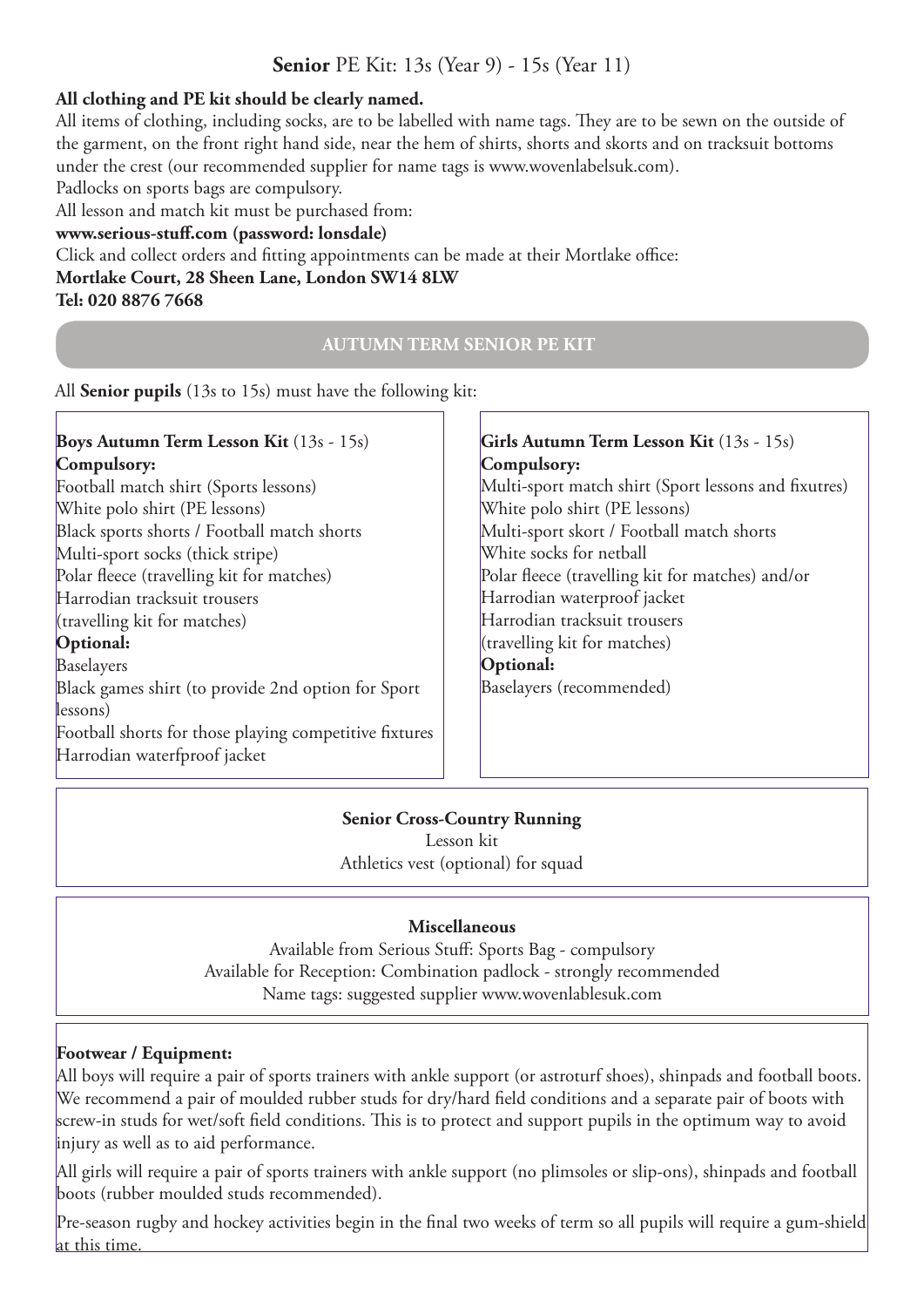# **Senior** PE Kit: 13s (Year 9) - 15s (Year 11)

**All clothing and PE kit should be clearly named.**

All items of clothing, including socks, are to be labelled with name tags. They are to be sewn on the outside of the garment, on the front right hand side, near the hem of shirts, shorts and skorts and on tracksuit bottoms under the crest (our recommended supplier for name tags is www.wovenlabelsuk.com).

Padlocks on sports bags are compulsory.

All lesson and match kit must be purchased from:

**www.serious-stuff.com (password: lonsdale)**

Click and collect orders and fitting appointments can be made at their Mortlake office:

**Mortlake Court, 28 Sheen Lane, London SW14 8LW**
**Tel: 020 8876 7668**

## AUTUMN TERM SENIOR PE KIT

All **Senior pupils** (13s to 15s) must have the following kit:

**Boys Autumn Term Lesson Kit** (13s - 15s)

**Compulsory:**

Football match shirt (Sports lessons)
White polo shirt (PE lessons)
Black sports shorts / Football match shorts
Multi-sport socks (thick stripe)
Polar fleece (travelling kit for matches)
Harrodian tracksuit trousers
(travelling kit for matches)

**Optional:**

Baselayers
Black games shirt (to provide 2nd option for Sport lessons)
Football shorts for those playing competitive fixtures
Harrodian waterfproof jacket

**Girls Autumn Term Lesson Kit** (13s - 15s)

**Compulsory:**

Multi-sport match shirt (Sport lessons and fixutres)
White polo shirt (PE lessons)
Multi-sport skort / Football match shorts
White socks for netball
Polar fleece (travelling kit for matches) and/or
Harrodian waterproof jacket
Harrodian tracksuit trousers
(travelling kit for matches)

**Optional:**

Baselayers (recommended)

**Senior Cross-Country Running**

Lesson kit
Athletics vest (optional) for squad

**Miscellaneous**

Available from Serious Stuff: Sports Bag - compulsory
Available for Reception: Combination padlock - strongly recommended
Name tags: suggested supplier www.wovenlablesuk.com

**Footwear / Equipment:**

All boys will require a pair of sports trainers with ankle support (or astroturf shoes), shinpads and football boots. We recommend a pair of moulded rubber studs for dry/hard field conditions and a separate pair of boots with screw-in studs for wet/soft field conditions. This is to protect and support pupils in the optimum way to avoid injury as well as to aid performance.

All girls will require a pair of sports trainers with ankle support (no plimsoles or slip-ons), shinpads and football boots (rubber moulded studs recommended).

Pre-season rugby and hockey activities begin in the final two weeks of term so all pupils will require a gum-shield at this time.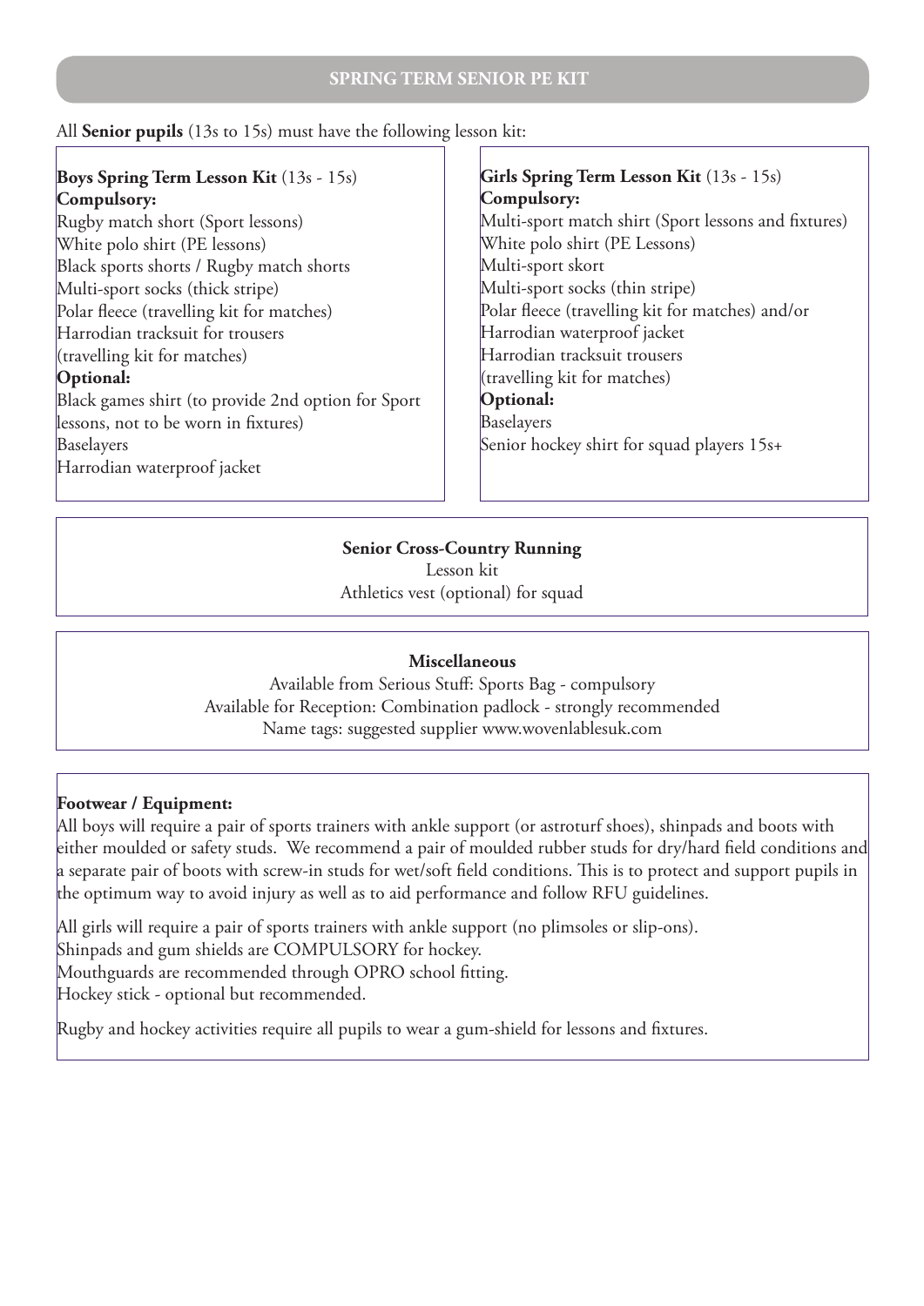## SPRING TERM SENIOR PE KIT

All **Senior pupils** (13s to 15s) must have the following lesson kit:

**Boys Spring Term Lesson Kit** (13s - 15s)
**Compulsory:**
Rugby match short (Sport lessons)
White polo shirt (PE lessons)
Black sports shorts / Rugby match shorts
Multi-sport socks (thick stripe)
Polar fleece (travelling kit for matches)
Harrodian tracksuit for trousers
(travelling kit for matches)
**Optional:**
Black games shirt (to provide 2nd option for Sport lessons, not to be worn in fixtures)
Baselayers
Harrodian waterproof jacket

**Girls Spring Term Lesson Kit** (13s - 15s)
**Compulsory:**
Multi-sport match shirt (Sport lessons and fixtures)
White polo shirt (PE Lessons)
Multi-sport skort
Multi-sport socks (thin stripe)
Polar fleece (travelling kit for matches) and/or
Harrodian waterproof jacket
Harrodian tracksuit trousers
(travelling kit for matches)
**Optional:**
Baselayers
Senior hockey shirt for squad players 15s+

**Senior Cross-Country Running**
Lesson kit
Athletics vest (optional) for squad

**Miscellaneous**
Available from Serious Stuff: Sports Bag - compulsory
Available for Reception: Combination padlock - strongly recommended
Name tags: suggested supplier www.wovenlablesuk.com

**Footwear / Equipment:**
All boys will require a pair of sports trainers with ankle support (or astroturf shoes), shinpads and boots with either moulded or safety studs. We recommend a pair of moulded rubber studs for dry/hard field conditions and a separate pair of boots with screw-in studs for wet/soft field conditions. This is to protect and support pupils in the optimum way to avoid injury as well as to aid performance and follow RFU guidelines.

All girls will require a pair of sports trainers with ankle support (no plimsoles or slip-ons).
Shinpads and gum shields are COMPULSORY for hockey.
Mouthguards are recommended through OPRO school fitting.
Hockey stick - optional but recommended.

Rugby and hockey activities require all pupils to wear a gum-shield for lessons and fixtures.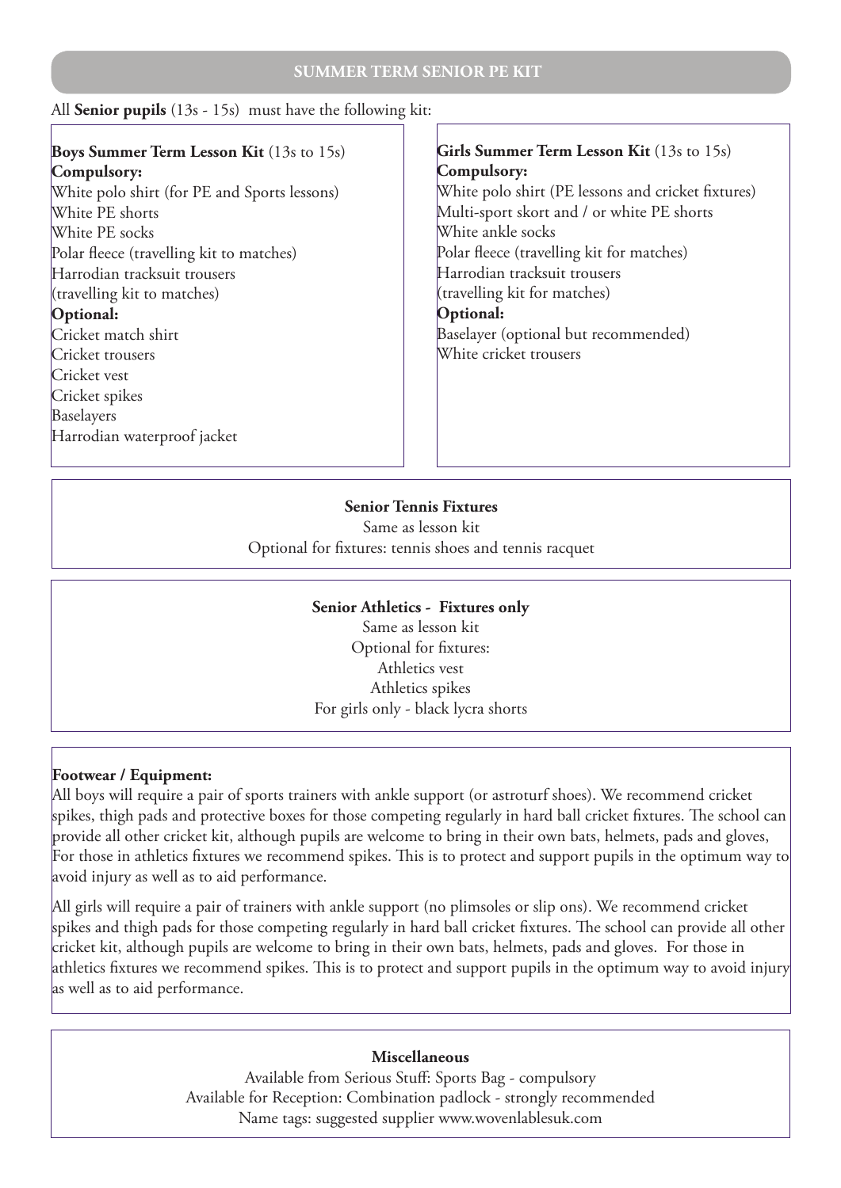## SUMMER TERM SENIOR PE KIT

All **Senior pupils** (13s - 15s) must have the following kit:

**Boys Summer Term Lesson Kit** (13s to 15s)

**Compulsory:**

White polo shirt (for PE and Sports lessons)
White PE shorts
White PE socks
Polar fleece (travelling kit to matches)
Harrodian tracksuit trousers
(travelling kit to matches)

**Optional:**

Cricket match shirt
Cricket trousers
Cricket vest
Cricket spikes
Baselayers
Harrodian waterproof jacket

**Girls Summer Term Lesson Kit** (13s to 15s)

**Compulsory:**

White polo shirt (PE lessons and cricket fixtures)
Multi-sport skort and / or white PE shorts
White ankle socks
Polar fleece (travelling kit for matches)
Harrodian tracksuit trousers
(travelling kit for matches)

**Optional:**

Baselayer (optional but recommended)
White cricket trousers

**Senior Tennis Fixtures**

Same as lesson kit
Optional for fixtures: tennis shoes and tennis racquet

**Senior Athletics - Fixtures only**

Same as lesson kit
Optional for fixtures:
Athletics vest
Athletics spikes
For girls only - black lycra shorts

**Footwear / Equipment:**

All boys will require a pair of sports trainers with ankle support (or astroturf shoes). We recommend cricket spikes, thigh pads and protective boxes for those competing regularly in hard ball cricket fixtures. The school can provide all other cricket kit, although pupils are welcome to bring in their own bats, helmets, pads and gloves, For those in athletics fixtures we recommend spikes. This is to protect and support pupils in the optimum way to avoid injury as well as to aid performance.

All girls will require a pair of trainers with ankle support (no plimsoles or slip ons). We recommend cricket spikes and thigh pads for those competing regularly in hard ball cricket fixtures. The school can provide all other cricket kit, although pupils are welcome to bring in their own bats, helmets, pads and gloves. For those in athletics fixtures we recommend spikes. This is to protect and support pupils in the optimum way to avoid injury as well as to aid performance.

**Miscellaneous**

Available from Serious Stuff: Sports Bag - compulsory
Available for Reception: Combination padlock - strongly recommended
Name tags: suggested supplier www.wovenlablesuk.com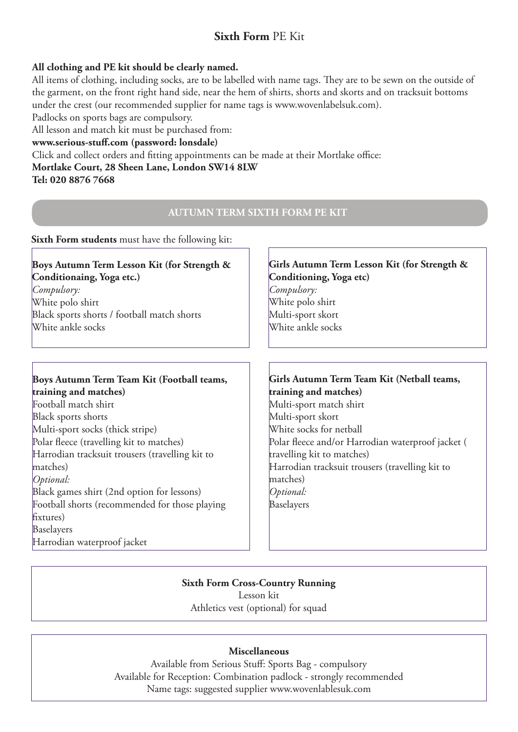# **Sixth Form** PE Kit

**All clothing and PE kit should be clearly named.**

All items of clothing, including socks, are to be labelled with name tags. They are to be sewn on the outside of the garment, on the front right hand side, near the hem of shirts, shorts and skorts and on tracksuit bottoms under the crest (our recommended supplier for name tags is www.wovenlabelsuk.com).

Padlocks on sports bags are compulsory.

All lesson and match kit must be purchased from:

**www.serious-stuff.com (password: lonsdale)**

Click and collect orders and fitting appointments can be made at their Mortlake office:

**Mortlake Court, 28 Sheen Lane, London SW14 8LW**

**Tel: 020 8876 7668**

## AUTUMN TERM SIXTH FORM PE KIT

**Sixth Form students** must have the following kit:

**Boys Autumn Term Lesson Kit (for Strength & Conditionaing, Yoga etc.)**

*Compulsory:*

White polo shirt

Black sports shorts / football match shorts

White ankle socks

**Girls Autumn Term Lesson Kit (for Strength & Conditioning, Yoga etc)**

*Compulsory:*

White polo shirt

Multi-sport skort

White ankle socks

**Boys Autumn Term Team Kit (Football teams, training and matches)**

Football match shirt

Black sports shorts

Multi-sport socks (thick stripe)

Polar fleece (travelling kit to matches)

Harrodian tracksuit trousers (travelling kit to matches)

*Optional:*

Black games shirt (2nd option for lessons)

Football shorts (recommended for those playing fixtures)

Baselayers

Harrodian waterproof jacket

**Girls Autumn Term Team Kit (Netball teams, training and matches)**

Multi-sport match shirt

Multi-sport skort

White socks for netball

Polar fleece and/or Harrodian waterproof jacket ( travelling kit to matches)

Harrodian tracksuit trousers (travelling kit to matches)

*Optional:*

Baselayers

**Sixth Form Cross-Country Running**

Lesson kit

Athletics vest (optional) for squad

**Miscellaneous**

Available from Serious Stuff: Sports Bag - compulsory

Available for Reception: Combination padlock - strongly recommended

Name tags: suggested supplier www.wovenlablesuk.com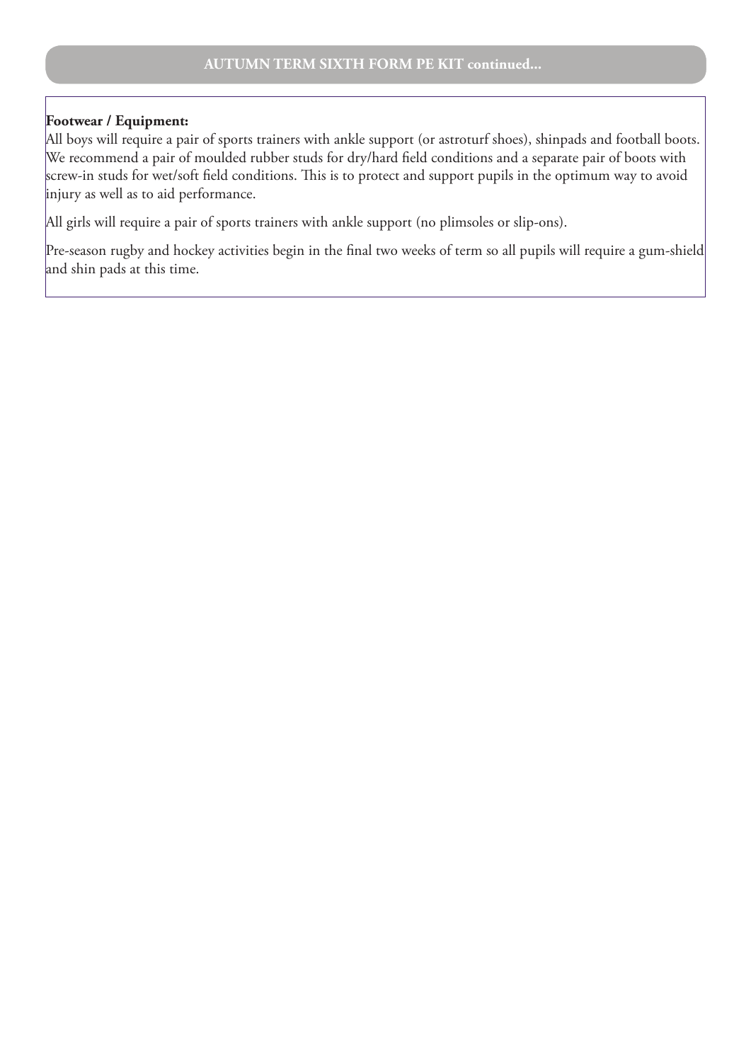## AUTUMN TERM SIXTH FORM PE KIT continued...

**Footwear / Equipment:**

All boys will require a pair of sports trainers with ankle support (or astroturf shoes), shinpads and football boots. We recommend a pair of moulded rubber studs for dry/hard field conditions and a separate pair of boots with screw-in studs for wet/soft field conditions. This is to protect and support pupils in the optimum way to avoid injury as well as to aid performance.

All girls will require a pair of sports trainers with ankle support (no plimsoles or slip-ons).

Pre-season rugby and hockey activities begin in the final two weeks of term so all pupils will require a gum-shield and shin pads at this time.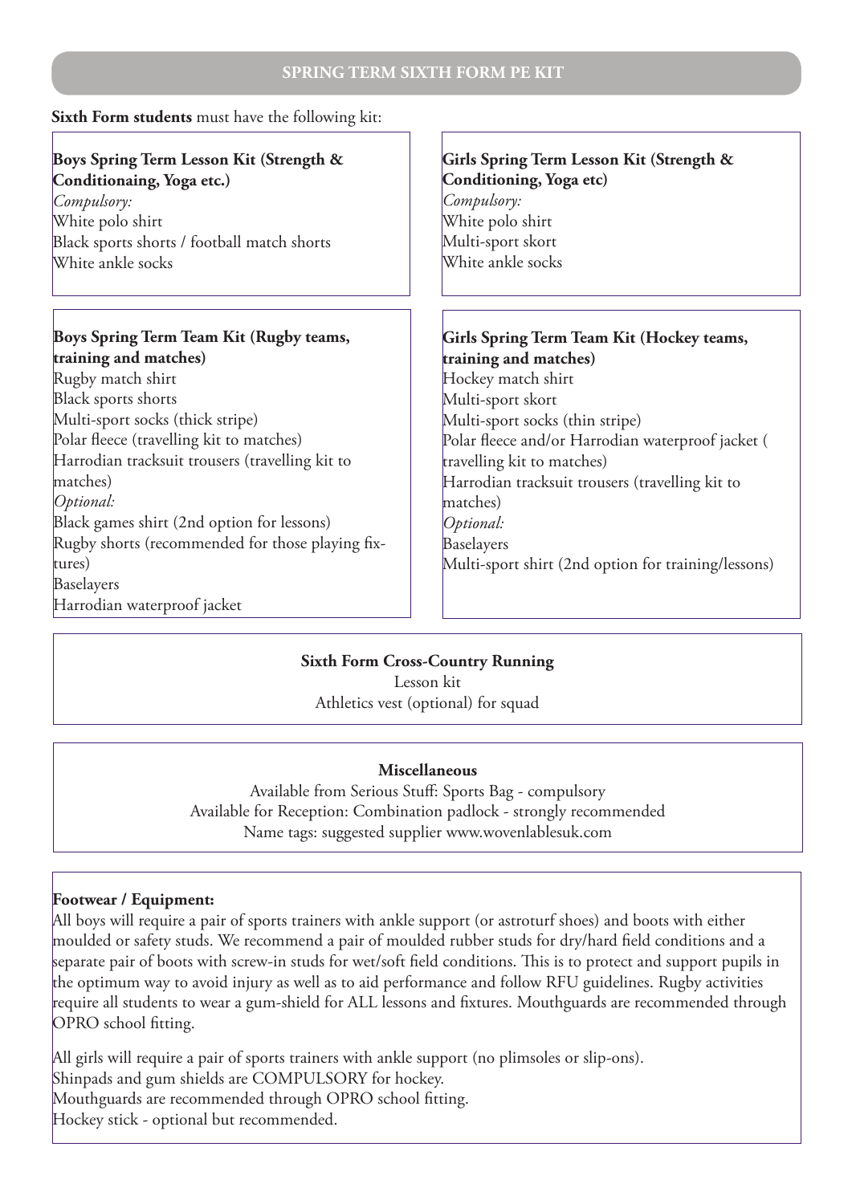## SPRING TERM SIXTH FORM PE KIT

**Sixth Form students** must have the following kit:

**Boys Spring Term Lesson Kit (Strength & Conditionaing, Yoga etc.)**
*Compulsory:*
White polo shirt
Black sports shorts / football match shorts
White ankle socks

**Girls Spring Term Lesson Kit (Strength & Conditioning, Yoga etc)**
*Compulsory:*
White polo shirt
Multi-sport skort
White ankle socks

**Boys Spring Term Team Kit (Rugby teams, training and matches)**
Rugby match shirt
Black sports shorts
Multi-sport socks (thick stripe)
Polar fleece (travelling kit to matches)
Harrodian tracksuit trousers (travelling kit to matches)
*Optional:*
Black games shirt (2nd option for lessons)
Rugby shorts (recommended for those playing fixtures)
Baselayers
Harrodian waterproof jacket

**Girls Spring Term Team Kit (Hockey teams, training and matches)**
Hockey match shirt
Multi-sport skort
Multi-sport socks (thin stripe)
Polar fleece and/or Harrodian waterproof jacket ( travelling kit to matches)
Harrodian tracksuit trousers (travelling kit to matches)
*Optional:*
Baselayers
Multi-sport shirt (2nd option for training/lessons)

**Sixth Form Cross-Country Running**
Lesson kit
Athletics vest (optional) for squad

**Miscellaneous**
Available from Serious Stuff: Sports Bag - compulsory
Available for Reception: Combination padlock - strongly recommended
Name tags: suggested supplier www.wovenlablesuk.com

**Footwear / Equipment:**
All boys will require a pair of sports trainers with ankle support (or astroturf shoes) and boots with either moulded or safety studs. We recommend a pair of moulded rubber studs for dry/hard field conditions and a separate pair of boots with screw-in studs for wet/soft field conditions. This is to protect and support pupils in the optimum way to avoid injury as well as to aid performance and follow RFU guidelines. Rugby activities require all students to wear a gum-shield for ALL lessons and fixtures. Mouthguards are recommended through OPRO school fitting.

All girls will require a pair of sports trainers with ankle support (no plimsoles or slip-ons).
Shinpads and gum shields are COMPULSORY for hockey.
Mouthguards are recommended through OPRO school fitting.
Hockey stick - optional but recommended.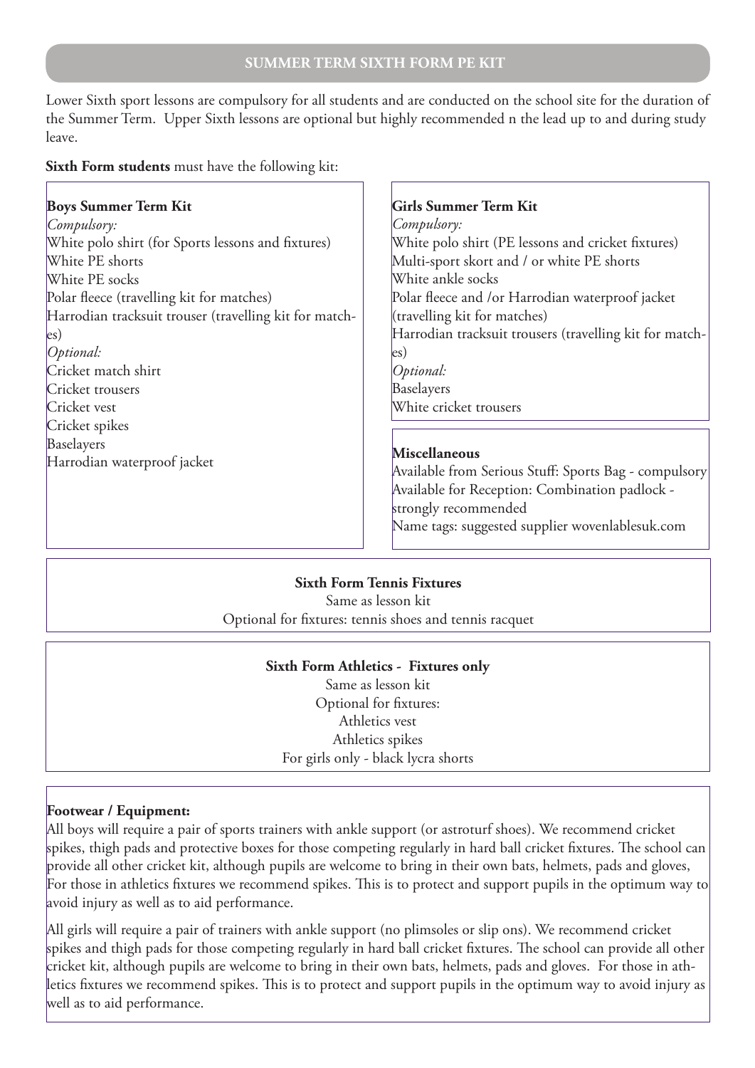## SUMMER TERM SIXTH FORM PE KIT

Lower Sixth sport lessons are compulsory for all students and are conducted on the school site for the duration of the Summer Term. Upper Sixth lessons are optional but highly recommended n the lead up to and during study leave.

**Sixth Form students** must have the following kit:

**Boys Summer Term Kit**

*Compulsory:*

White polo shirt (for Sports lessons and fixtures)
White PE shorts
White PE socks
Polar fleece (travelling kit for matches)
Harrodian tracksuit trouser (travelling kit for matches)

*Optional:*

Cricket match shirt
Cricket trousers
Cricket vest
Cricket spikes
Baselayers
Harrodian waterproof jacket

**Girls Summer Term Kit**

*Compulsory:*

White polo shirt (PE lessons and cricket fixtures)
Multi-sport skort and / or white PE shorts
White ankle socks
Polar fleece and /or Harrodian waterproof jacket (travelling kit for matches)
Harrodian tracksuit trousers (travelling kit for matches)

*Optional:*

Baselayers
White cricket trousers

**Miscellaneous**

Available from Serious Stuff: Sports Bag - compulsory
Available for Reception: Combination padlock - strongly recommended
Name tags: suggested supplier wovenlablesuk.com

**Sixth Form Tennis Fixtures**

Same as lesson kit
Optional for fixtures: tennis shoes and tennis racquet

**Sixth Form Athletics - Fixtures only**

Same as lesson kit
Optional for fixtures:
Athletics vest
Athletics spikes
For girls only - black lycra shorts

**Footwear / Equipment:**

All boys will require a pair of sports trainers with ankle support (or astroturf shoes). We recommend cricket spikes, thigh pads and protective boxes for those competing regularly in hard ball cricket fixtures. The school can provide all other cricket kit, although pupils are welcome to bring in their own bats, helmets, pads and gloves, For those in athletics fixtures we recommend spikes. This is to protect and support pupils in the optimum way to avoid injury as well as to aid performance.

All girls will require a pair of trainers with ankle support (no plimsoles or slip ons). We recommend cricket spikes and thigh pads for those competing regularly in hard ball cricket fixtures. The school can provide all other cricket kit, although pupils are welcome to bring in their own bats, helmets, pads and gloves. For those in athletics fixtures we recommend spikes. This is to protect and support pupils in the optimum way to avoid injury as well as to aid performance.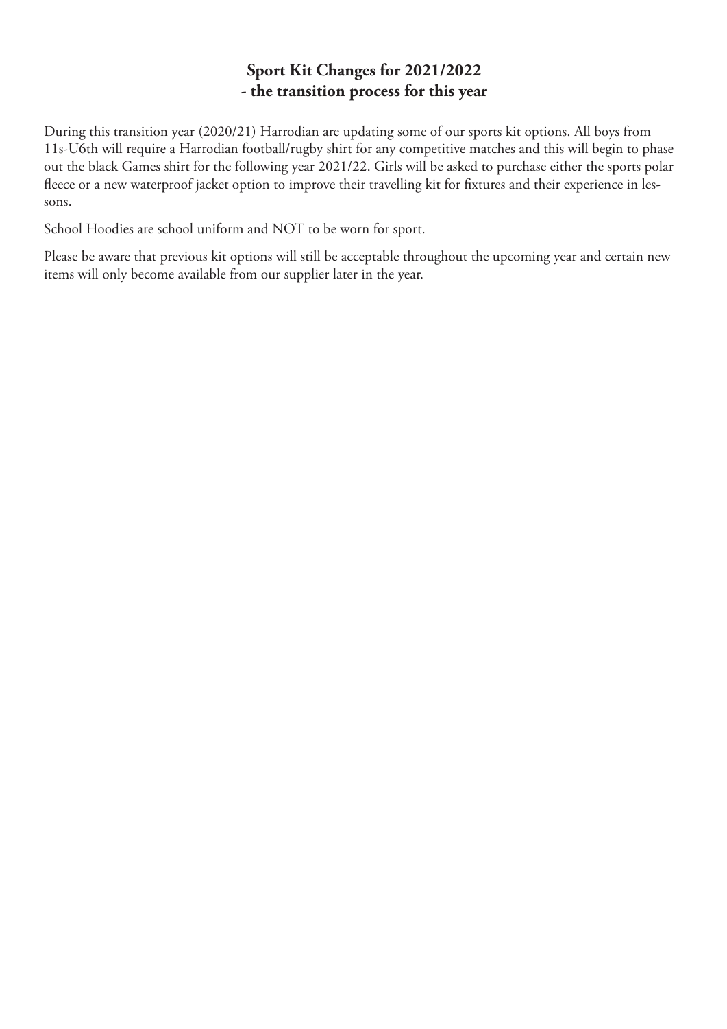## Sport Kit Changes for 2021/2022
## - the transition process for this year

During this transition year (2020/21) Harrodian are updating some of our sports kit options. All boys from 11s-U6th will require a Harrodian football/rugby shirt for any competitive matches and this will begin to phase out the black Games shirt for the following year 2021/22. Girls will be asked to purchase either the sports polar fleece or a new waterproof jacket option to improve their travelling kit for fixtures and their experience in lessons.

School Hoodies are school uniform and NOT to be worn for sport.

Please be aware that previous kit options will still be acceptable throughout the upcoming year and certain new items will only become available from our supplier later in the year.